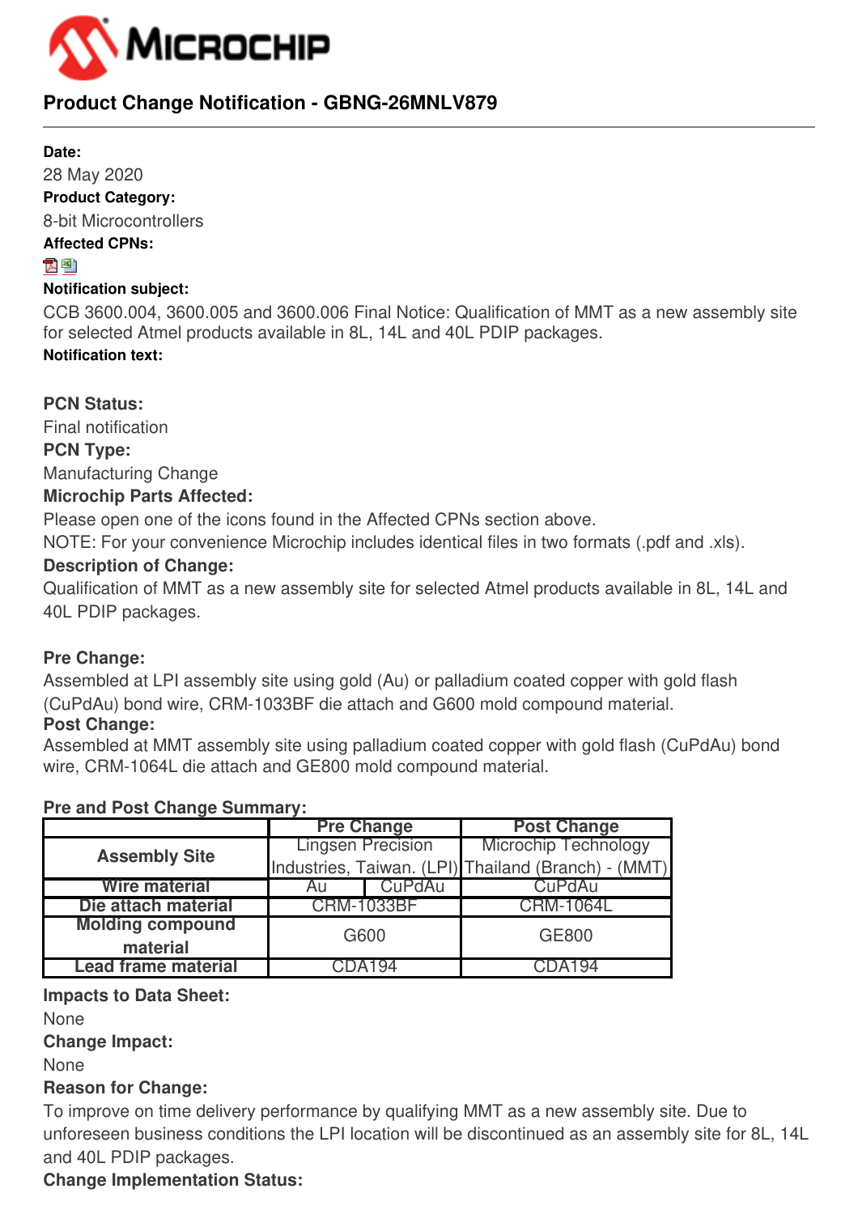MICROCHIP

# Product Change Notification - GBNG-26MNLV879

**Date:**

28 May 2020

**Product Category:**

8-bit Microcontrollers

**Affected CPNs:**

**Notification subject:**

CCB 3600.004, 3600.005 and 3600.006 Final Notice: Qualification of MMT as a new assembly site for selected Atmel products available in 8L, 14L and 40L PDIP packages.

**Notification text:**

**PCN Status:**

Final notification

**PCN Type:**

Manufacturing Change

**Microchip Parts Affected:**

Please open one of the icons found in the Affected CPNs section above.

NOTE: For your convenience Microchip includes identical files in two formats (.pdf and .xls).

**Description of Change:**

Qualification of MMT as a new assembly site for selected Atmel products available in 8L, 14L and 40L PDIP packages.

**Pre Change:**

Assembled at LPI assembly site using gold (Au) or palladium coated copper with gold flash (CuPdAu) bond wire, CRM-1033BF die attach and G600 mold compound material.

**Post Change:**

Assembled at MMT assembly site using palladium coated copper with gold flash (CuPdAu) bond wire, CRM-1064L die attach and GE800 mold compound material.

**Pre and Post Change Summary:**

| | Pre Change | | Post Change |
|---|---|---|---|
| Assembly Site | Lingsen Precision Industries, Taiwan. (LPI) | | Microchip Technology Thailand (Branch) - (MMT) |
| Wire material | Au | CuPdAu | CuPdAu |
| Die attach material | CRM-1033BF | | CRM-1064L |
| Molding compound material | G600 | | GE800 |
| Lead frame material | CDA194 | | CDA194 |

**Impacts to Data Sheet:**

None

**Change Impact:**

None

**Reason for Change:**

To improve on time delivery performance by qualifying MMT as a new assembly site. Due to unforeseen business conditions the LPI location will be discontinued as an assembly site for 8L, 14L and 40L PDIP packages.

**Change Implementation Status:**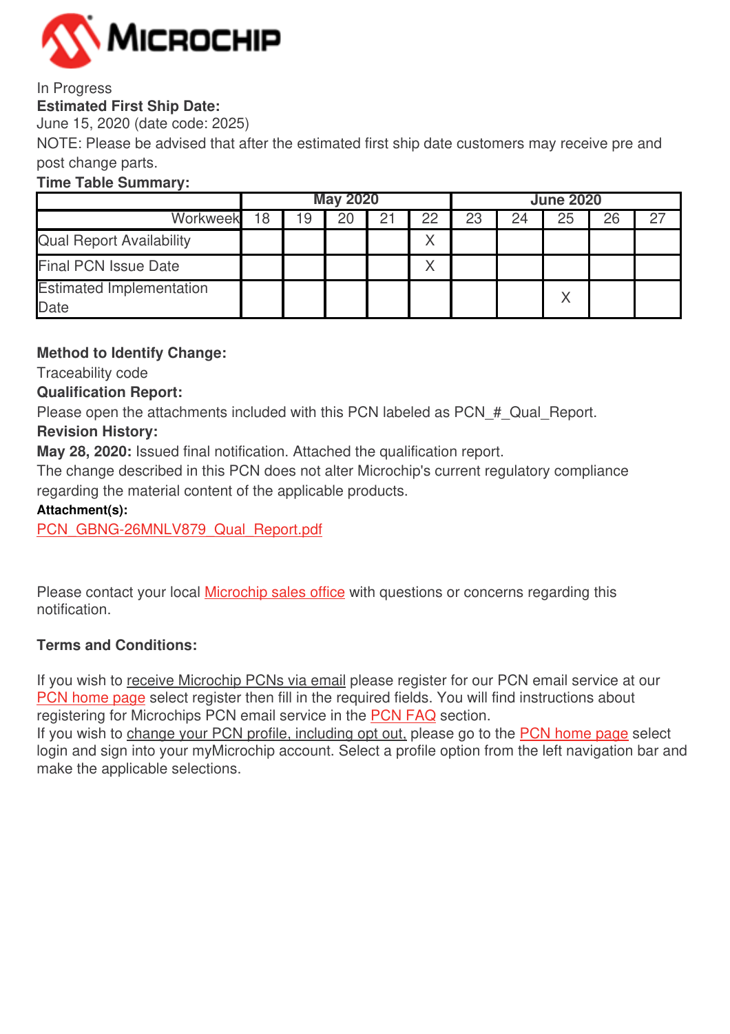In Progress

**Estimated First Ship Date:**

June 15, 2020 (date code: 2025)

NOTE: Please be advised that after the estimated first ship date customers may receive pre and post change parts.

**Time Table Summary:**

| | May 2020 | | | | | June 2020 | | | | |
|---|---|---|---|---|---|---|---|---|---|---|
| Workweek | 18 | 19 | 20 | 21 | 22 | 23 | 24 | 25 | 26 | 27 |
| Qual Report Availability | | | | | X | | | | | |
| Final PCN Issue Date | | | | | X | | | | | |
| Estimated Implementation Date | | | | | | | | X | | |

**Method to Identify Change:**

Traceability code

**Qualification Report:**

Please open the attachments included with this PCN labeled as PCN_#_Qual_Report.

**Revision History:**

**May 28, 2020:** Issued final notification. Attached the qualification report.

The change described in this PCN does not alter Microchip's current regulatory compliance regarding the material content of the applicable products.

**Attachment(s):**

PCN_GBNG-26MNLV879_Qual_Report.pdf

Please contact your local Microchip sales office with questions or concerns regarding this notification.

**Terms and Conditions:**

If you wish to receive Microchip PCNs via email please register for our PCN email service at our PCN home page select register then fill in the required fields. You will find instructions about registering for Microchips PCN email service in the PCN FAQ section.

If you wish to change your PCN profile, including opt out, please go to the PCN home page select login and sign into your myMicrochip account. Select a profile option from the left navigation bar and make the applicable selections.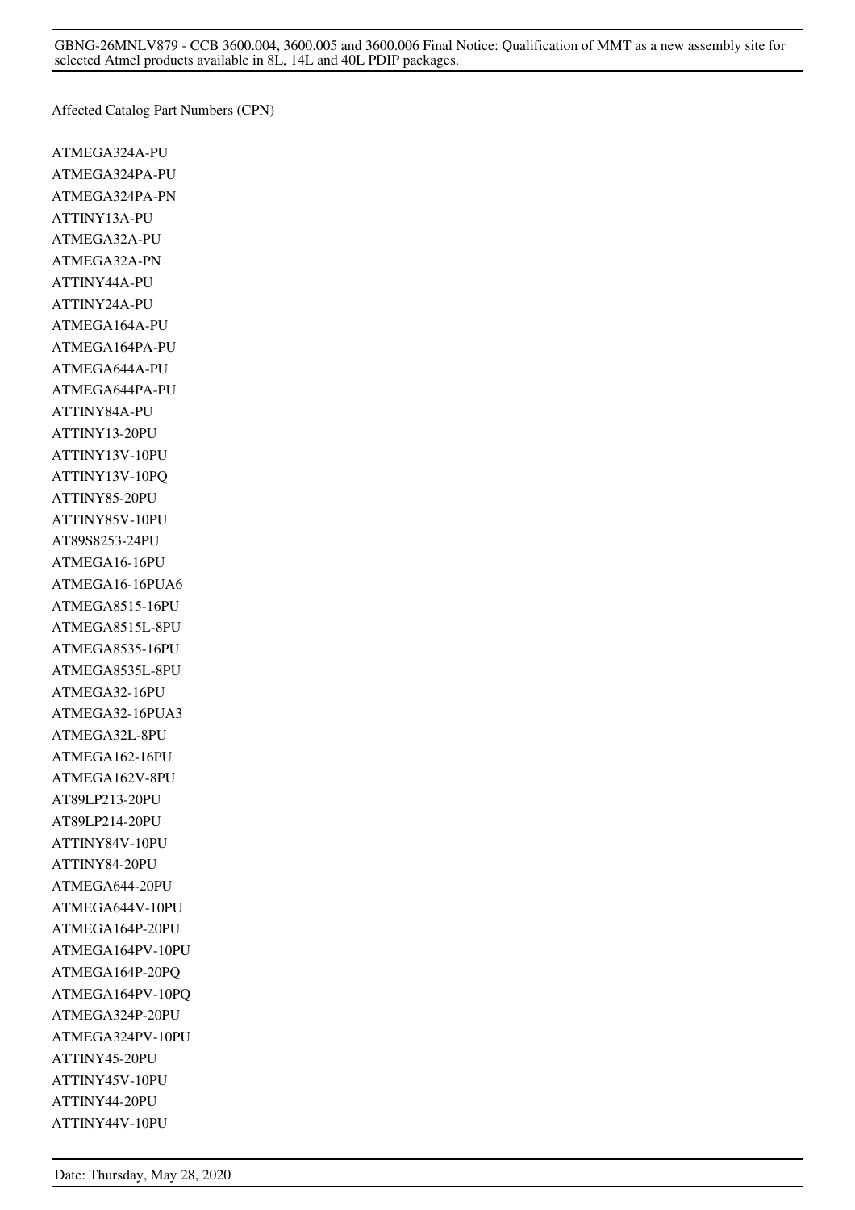Affected Catalog Part Numbers (CPN)

ATMEGA324A-PU
ATMEGA324PA-PU
ATMEGA324PA-PN
ATTINY13A-PU
ATMEGA32A-PU
ATMEGA32A-PN
ATTINY44A-PU
ATTINY24A-PU
ATMEGA164A-PU
ATMEGA164PA-PU
ATMEGA644A-PU
ATMEGA644PA-PU
ATTINY84A-PU
ATTINY13-20PU
ATTINY13V-10PU
ATTINY13V-10PQ
ATTINY85-20PU
ATTINY85V-10PU
AT89S8253-24PU
ATMEGA16-16PU
ATMEGA16-16PUA6
ATMEGA8515-16PU
ATMEGA8515L-8PU
ATMEGA8535-16PU
ATMEGA8535L-8PU
ATMEGA32-16PU
ATMEGA32-16PUA3
ATMEGA32L-8PU
ATMEGA162-16PU
ATMEGA162V-8PU
AT89LP213-20PU
AT89LP214-20PU
ATTINY84V-10PU
ATTINY84-20PU
ATMEGA644-20PU
ATMEGA644V-10PU
ATMEGA164P-20PU
ATMEGA164PV-10PU
ATMEGA164P-20PQ
ATMEGA164PV-10PQ
ATMEGA324P-20PU
ATMEGA324PV-10PU
ATTINY45-20PU
ATTINY45V-10PU
ATTINY44-20PU
ATTINY44V-10PU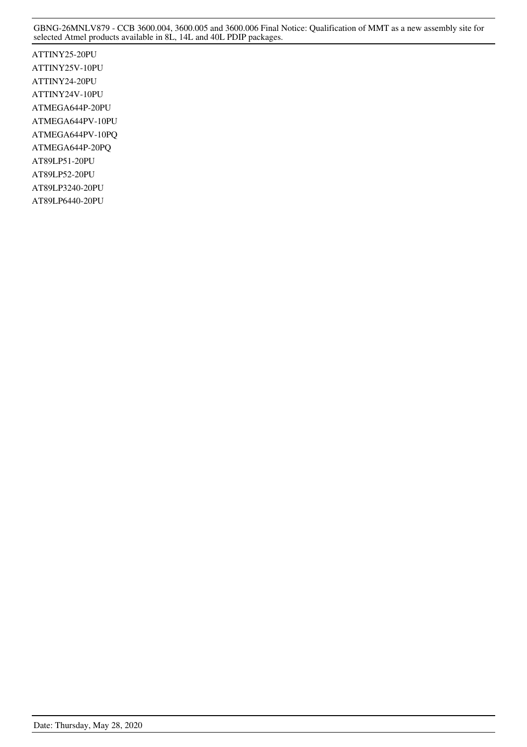ATTINY25-20PU

ATTINY25V-10PU

ATTINY24-20PU

ATTINY24V-10PU

ATMEGA644P-20PU

ATMEGA644PV-10PU

ATMEGA644PV-10PQ

ATMEGA644P-20PQ

AT89LP51-20PU

AT89LP52-20PU

AT89LP3240-20PU

AT89LP6440-20PU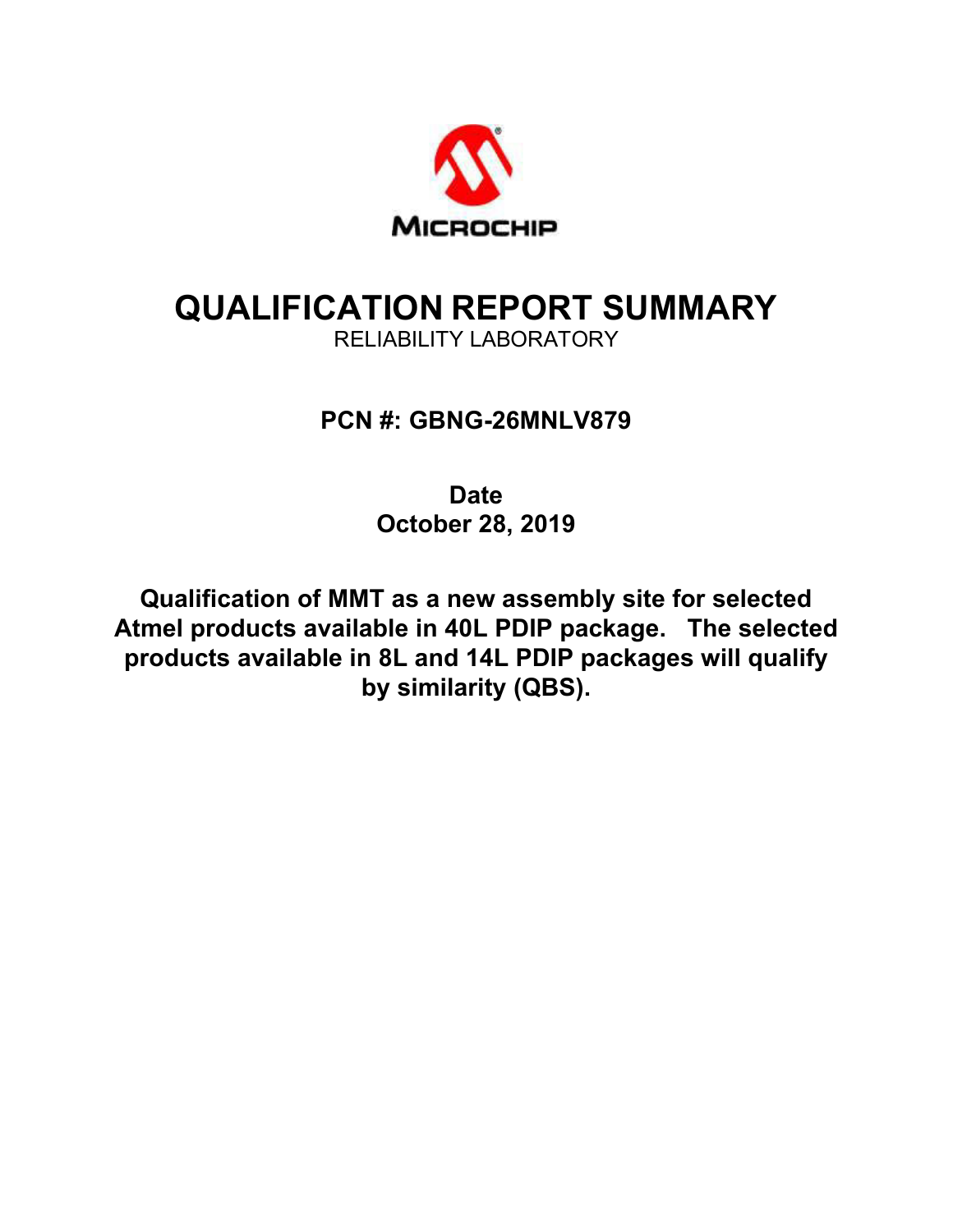MICROCHIP

# QUALIFICATION REPORT SUMMARY

RELIABILITY LABORATORY

**PCN #: GBNG-26MNLV879**

**Date**
**October 28, 2019**

**Qualification of MMT as a new assembly site for selected Atmel products available in 40L PDIP package. The selected products available in 8L and 14L PDIP packages will qualify by similarity (QBS).**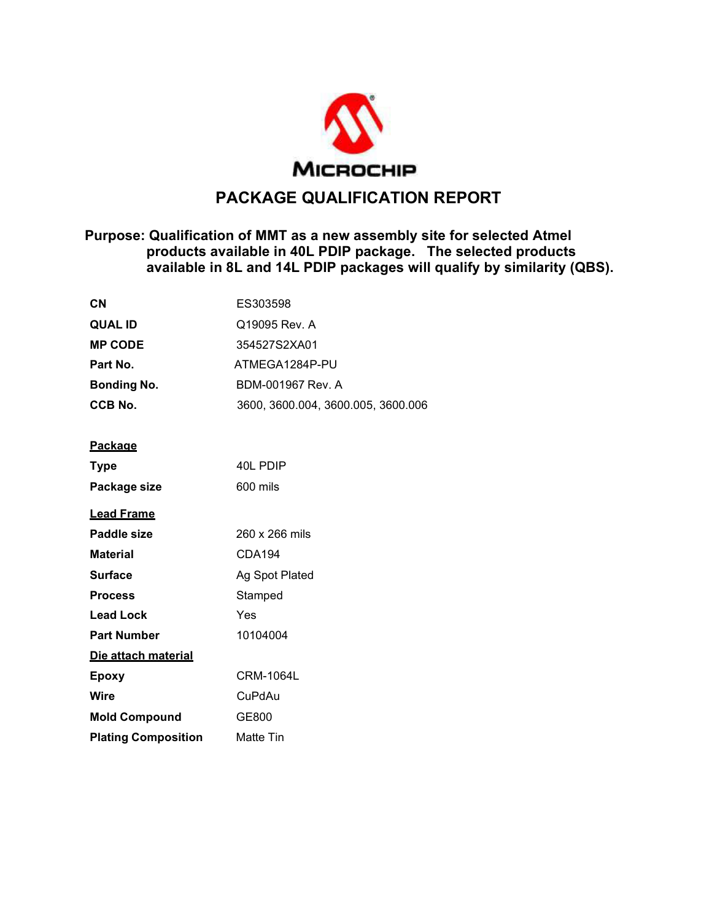MICROCHIP

# PACKAGE QUALIFICATION REPORT

**Purpose: Qualification of MMT as a new assembly site for selected Atmel products available in 40L PDIP package. The selected products available in 8L and 14L PDIP packages will qualify by similarity (QBS).**

| | |
|---|---|
| **CN** | ES303598 |
| **QUAL ID** | Q19095 Rev. A |
| **MP CODE** | 354527S2XA01 |
| **Part No.** | ATMEGA1284P-PU |
| **Bonding No.** | BDM-001967 Rev. A |
| **CCB No.** | 3600, 3600.004, 3600.005, 3600.006 |

**Package**

| | |
|---|---|
| **Type** | 40L PDIP |
| **Package size** | 600 mils |

**Lead Frame**

| | |
|---|---|
| **Paddle size** | 260 x 266 mils |
| **Material** | CDA194 |
| **Surface** | Ag Spot Plated |
| **Process** | Stamped |
| **Lead Lock** | Yes |
| **Part Number** | 10104004 |

**Die attach material**

| | |
|---|---|
| **Epoxy** | CRM-1064L |
| **Wire** | CuPdAu |
| **Mold Compound** | GE800 |
| **Plating Composition** | Matte Tin |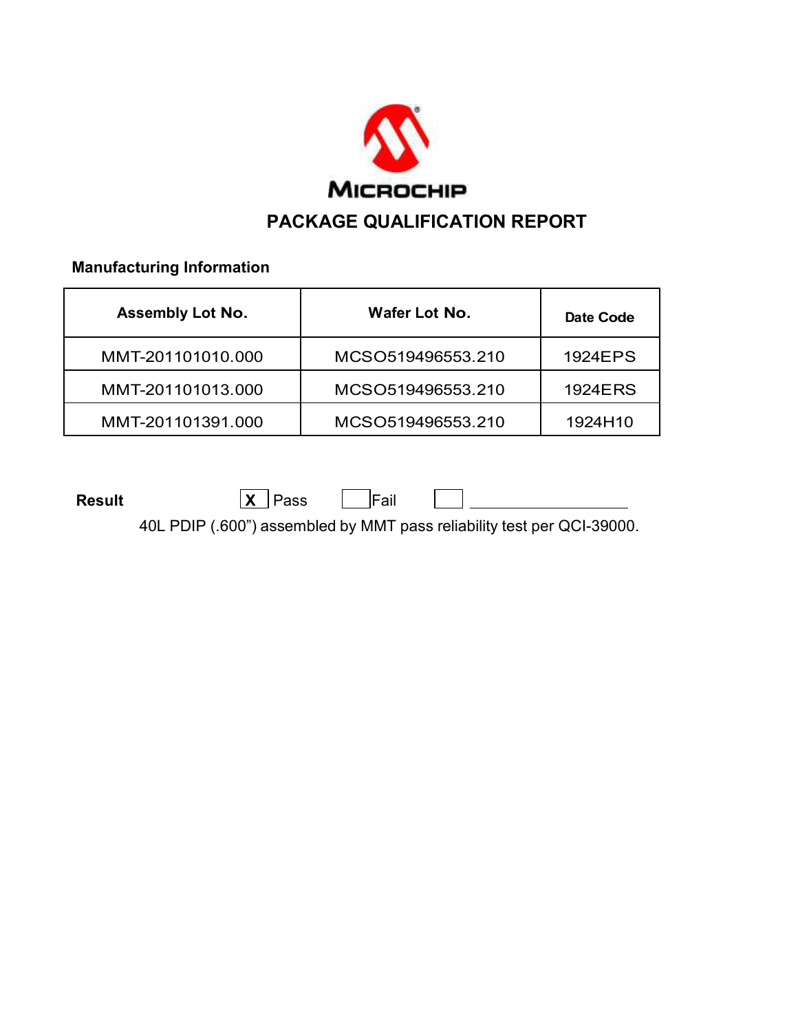MICROCHIP

# PACKAGE QUALIFICATION REPORT

**Manufacturing Information**

| Assembly Lot No. | Wafer Lot No. | Date Code |
|---|---|---|
| MMT-201101010.000 | MCSO519496553.210 | 1924EPS |
| MMT-201101013.000 | MCSO519496553.210 | 1924ERS |
| MMT-201101391.000 | MCSO519496553.210 | 1924H10 |

**Result** [X] Pass [ ] Fail [ ] ____________________

40L PDIP (.600") assembled by MMT pass reliability test per QCI-39000.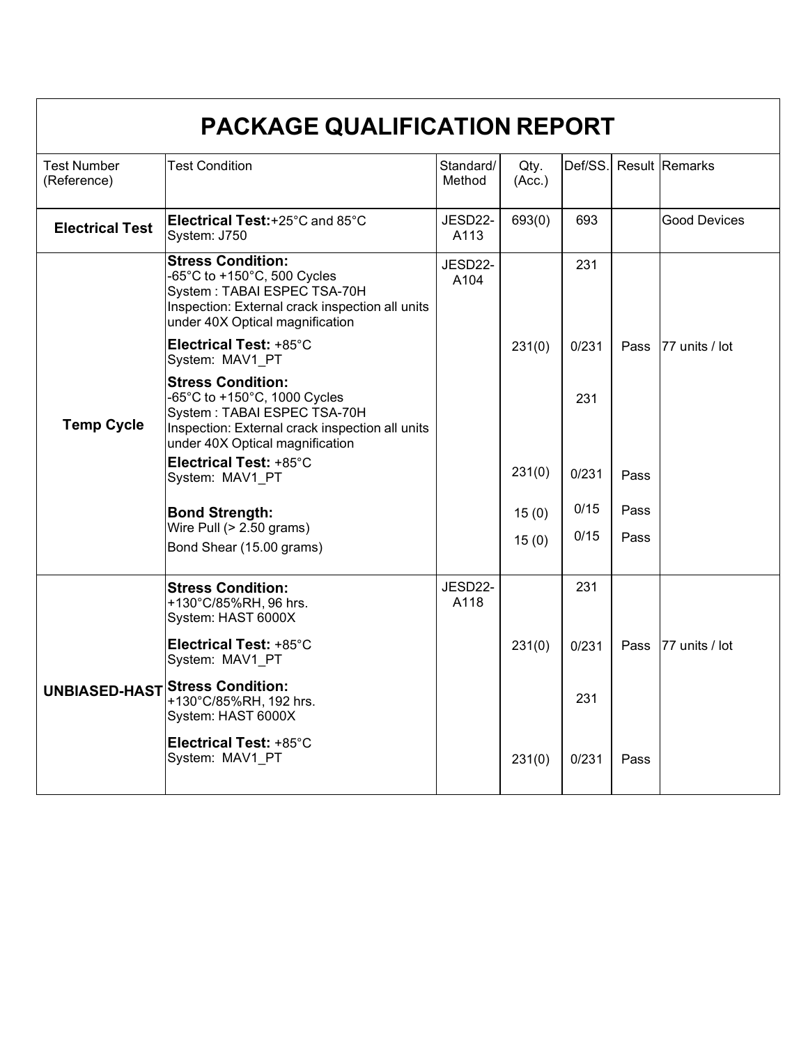# PACKAGE QUALIFICATION REPORT

| Test Number (Reference) | Test Condition | Standard/ Method | Qty. (Acc.) | Def/SS. | Result | Remarks |
|---|---|---|---|---|---|---|
| **Electrical Test** | **Electrical Test:**+25°C and 85°C<br>System: J750 | JESD22-A113 | 693(0) | 693 | | Good Devices |
| **Temp Cycle** | **Stress Condition:**<br>-65°C to +150°C, 500 Cycles<br>System : TABAI ESPEC TSA-70H<br>Inspection: External crack inspection all units under 40X Optical magnification | JESD22-A104 | | 231 | | |
| | **Electrical Test:** +85°C<br>System: MAV1_PT | | 231(0) | 0/231 | Pass | 77 units / lot |
| | **Stress Condition:**<br>-65°C to +150°C, 1000 Cycles<br>System : TABAI ESPEC TSA-70H<br>Inspection: External crack inspection all units under 40X Optical magnification | | | 231 | | |
| | **Electrical Test:** +85°C<br>System: MAV1_PT | | 231(0) | 0/231 | Pass | |
| | **Bond Strength:**<br>Wire Pull (> 2.50 grams) | | 15 (0) | 0/15 | Pass | |
| | Bond Shear (15.00 grams) | | 15 (0) | 0/15 | Pass | |
| **UNBIASED-HAST** | **Stress Condition:**<br>+130°C/85%RH, 96 hrs.<br>System: HAST 6000X | JESD22-A118 | | 231 | | |
| | **Electrical Test:** +85°C<br>System: MAV1_PT | | 231(0) | 0/231 | Pass | 77 units / lot |
| | **Stress Condition:**<br>+130°C/85%RH, 192 hrs.<br>System: HAST 6000X | | | 231 | | |
| | **Electrical Test:** +85°C<br>System: MAV1_PT | | 231(0) | 0/231 | Pass | |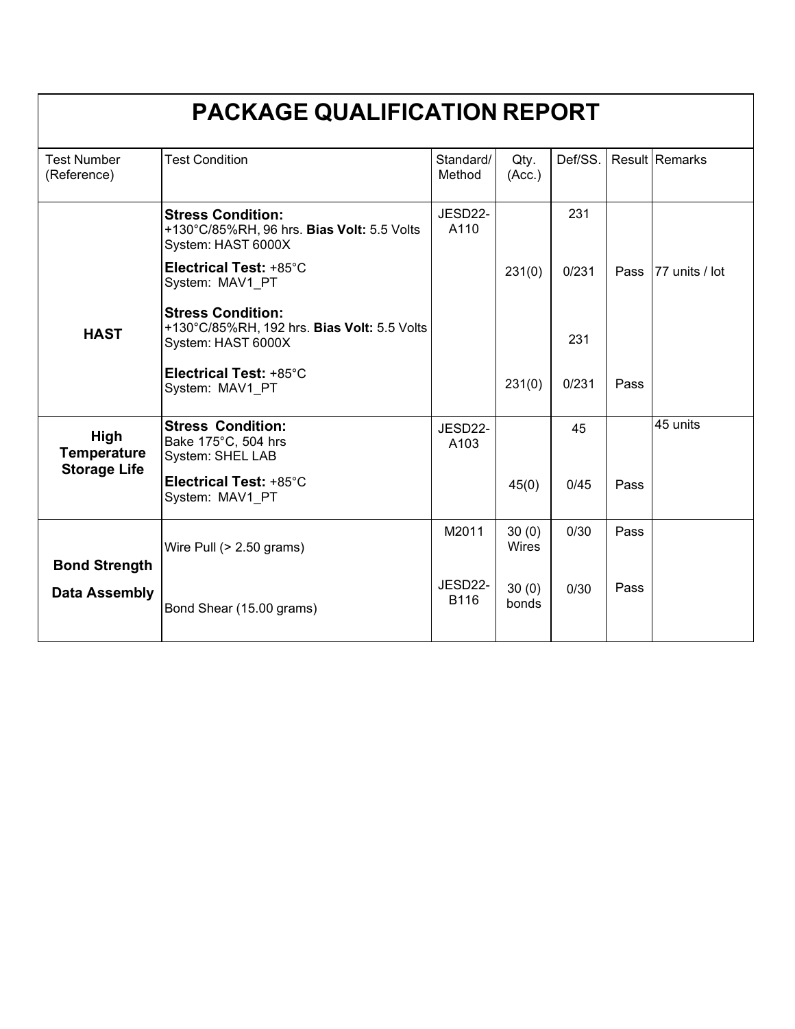# PACKAGE QUALIFICATION REPORT

| Test Number (Reference) | Test Condition | Standard/ Method | Qty. (Acc.) | Def/SS. | Result | Remarks |
| --- | --- | --- | --- | --- | --- | --- |
| HAST | **Stress Condition:** +130°C/85%RH, 96 hrs. **Bias Volt:** 5.5 Volts System: HAST 6000X | JESD22-A110 | | 231 | | |
| | **Electrical Test:** +85°C System: MAV1_PT | | 231(0) | 0/231 | Pass | 77 units / lot |
| | **Stress Condition:** +130°C/85%RH, 192 hrs. **Bias Volt:** 5.5 Volts System: HAST 6000X | | | 231 | | |
| | **Electrical Test:** +85°C System: MAV1_PT | | 231(0) | 0/231 | Pass | |
| High Temperature Storage Life | **Stress Condition:** Bake 175°C, 504 hrs System: SHEL LAB | JESD22-A103 | | 45 | | 45 units |
| | **Electrical Test:** +85°C System: MAV1_PT | | 45(0) | 0/45 | Pass | |
| Bond Strength Data Assembly | Wire Pull (> 2.50 grams) | M2011 | 30 (0) Wires | 0/30 | Pass | |
| | Bond Shear (15.00 grams) | JESD22-B116 | 30 (0) bonds | 0/30 | Pass | |